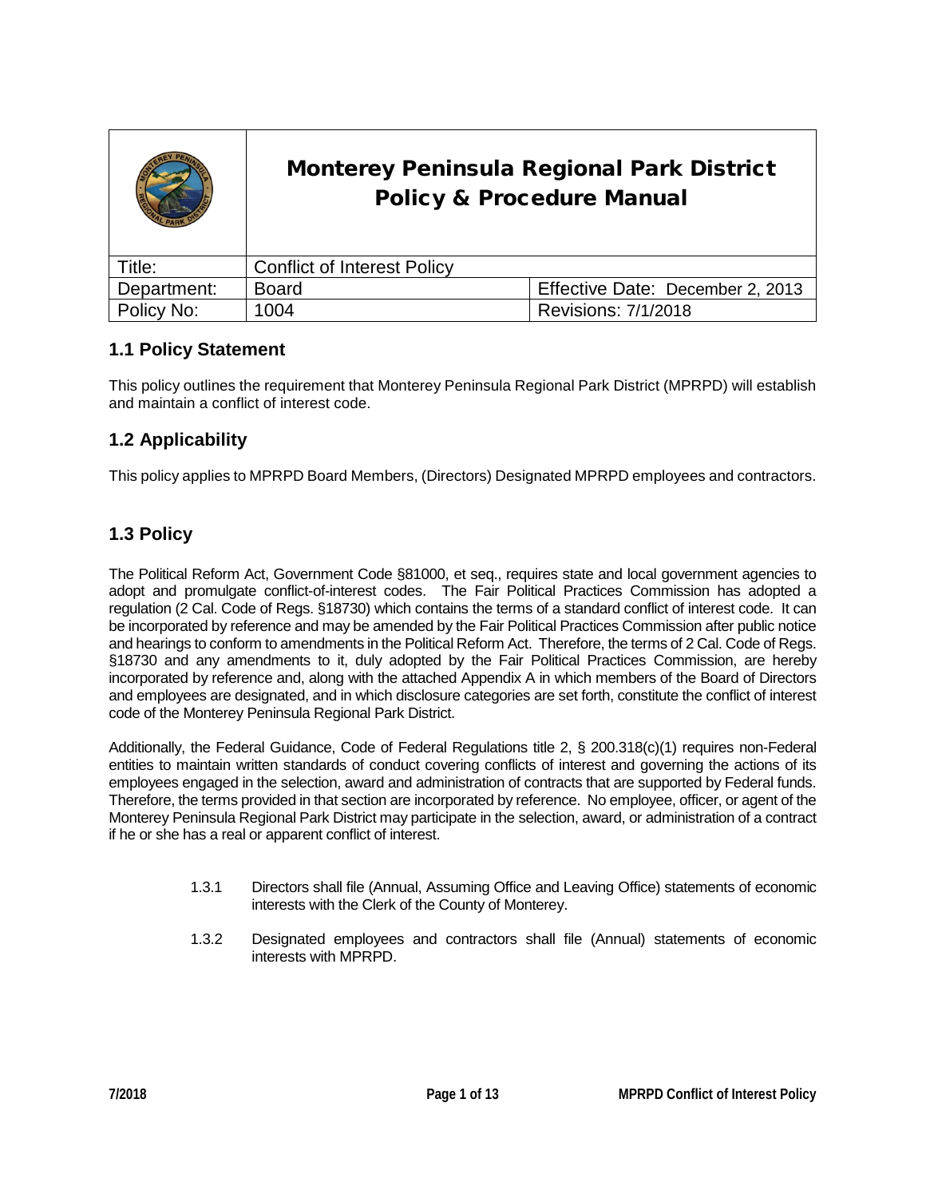# Monterey Peninsula Regional Park District Policy & Procedure Manual

| Title: | Conflict of Interest Policy | |
|---|---|---|
| Department: | Board | Effective Date: December 2, 2013 |
| Policy No: | 1004 | Revisions: 7/1/2018 |

## 1.1 Policy Statement

This policy outlines the requirement that Monterey Peninsula Regional Park District (MPRPD) will establish and maintain a conflict of interest code.

## 1.2 Applicability

This policy applies to MPRPD Board Members, (Directors) Designated MPRPD employees and contractors.

## 1.3 Policy

The Political Reform Act, Government Code §81000, et seq., requires state and local government agencies to adopt and promulgate conflict-of-interest codes. The Fair Political Practices Commission has adopted a regulation (2 Cal. Code of Regs. §18730) which contains the terms of a standard conflict of interest code. It can be incorporated by reference and may be amended by the Fair Political Practices Commission after public notice and hearings to conform to amendments in the Political Reform Act. Therefore, the terms of 2 Cal. Code of Regs. §18730 and any amendments to it, duly adopted by the Fair Political Practices Commission, are hereby incorporated by reference and, along with the attached Appendix A in which members of the Board of Directors and employees are designated, and in which disclosure categories are set forth, constitute the conflict of interest code of the Monterey Peninsula Regional Park District.

Additionally, the Federal Guidance, Code of Federal Regulations title 2, § 200.318(c)(1) requires non-Federal entities to maintain written standards of conduct covering conflicts of interest and governing the actions of its employees engaged in the selection, award and administration of contracts that are supported by Federal funds. Therefore, the terms provided in that section are incorporated by reference. No employee, officer, or agent of the Monterey Peninsula Regional Park District may participate in the selection, award, or administration of a contract if he or she has a real or apparent conflict of interest.

1.3.1 Directors shall file (Annual, Assuming Office and Leaving Office) statements of economic interests with the Clerk of the County of Monterey.

1.3.2 Designated employees and contractors shall file (Annual) statements of economic interests with MPRPD.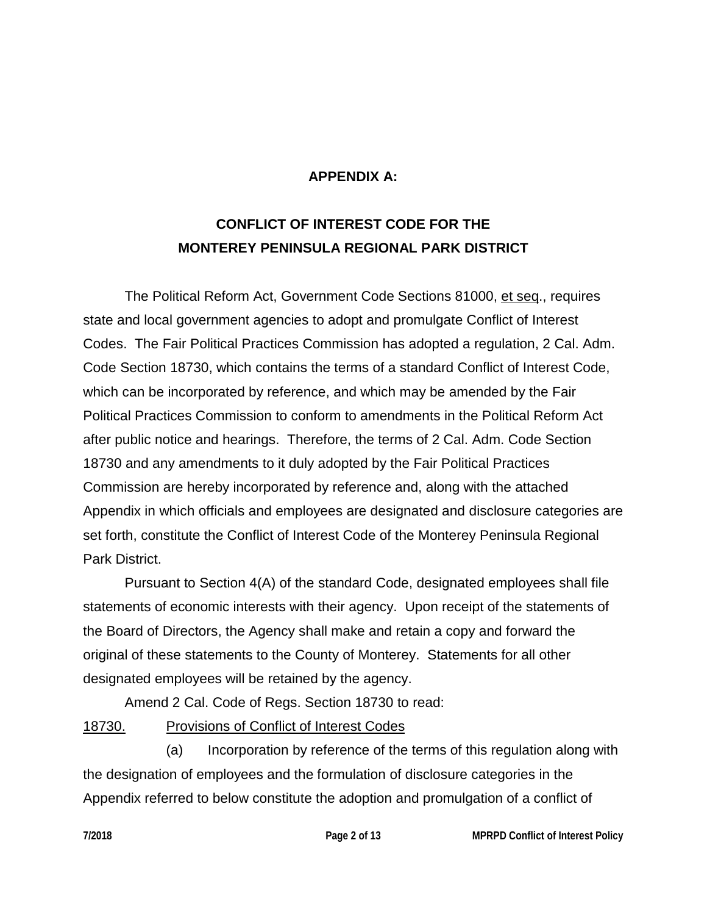## APPENDIX A:

## CONFLICT OF INTEREST CODE FOR THE MONTEREY PENINSULA REGIONAL PARK DISTRICT

The Political Reform Act, Government Code Sections 81000, et seq., requires state and local government agencies to adopt and promulgate Conflict of Interest Codes. The Fair Political Practices Commission has adopted a regulation, 2 Cal. Adm. Code Section 18730, which contains the terms of a standard Conflict of Interest Code, which can be incorporated by reference, and which may be amended by the Fair Political Practices Commission to conform to amendments in the Political Reform Act after public notice and hearings. Therefore, the terms of 2 Cal. Adm. Code Section 18730 and any amendments to it duly adopted by the Fair Political Practices Commission are hereby incorporated by reference and, along with the attached Appendix in which officials and employees are designated and disclosure categories are set forth, constitute the Conflict of Interest Code of the Monterey Peninsula Regional Park District.

Pursuant to Section 4(A) of the standard Code, designated employees shall file statements of economic interests with their agency. Upon receipt of the statements of the Board of Directors, the Agency shall make and retain a copy and forward the original of these statements to the County of Monterey. Statements for all other designated employees will be retained by the agency.

Amend 2 Cal. Code of Regs. Section 18730 to read:

18730. Provisions of Conflict of Interest Codes

(a) Incorporation by reference of the terms of this regulation along with the designation of employees and the formulation of disclosure categories in the Appendix referred to below constitute the adoption and promulgation of a conflict of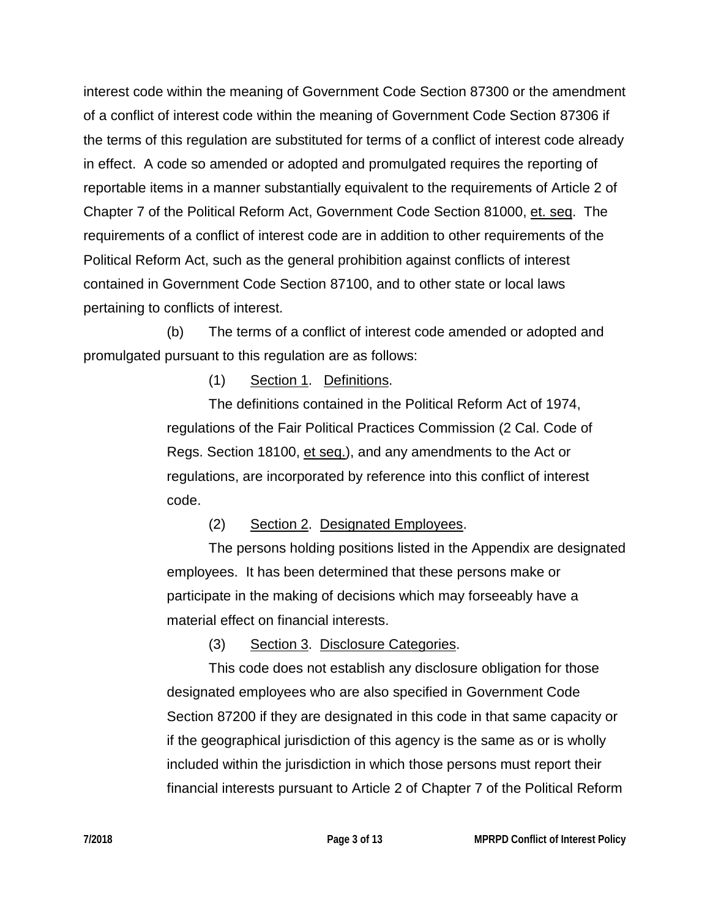interest code within the meaning of Government Code Section 87300 or the amendment of a conflict of interest code within the meaning of Government Code Section 87306 if the terms of this regulation are substituted for terms of a conflict of interest code already in effect. A code so amended or adopted and promulgated requires the reporting of reportable items in a manner substantially equivalent to the requirements of Article 2 of Chapter 7 of the Political Reform Act, Government Code Section 81000, et. seq. The requirements of a conflict of interest code are in addition to other requirements of the Political Reform Act, such as the general prohibition against conflicts of interest contained in Government Code Section 87100, and to other state or local laws pertaining to conflicts of interest.

(b) The terms of a conflict of interest code amended or adopted and promulgated pursuant to this regulation are as follows:

(1) Section 1. Definitions.

The definitions contained in the Political Reform Act of 1974, regulations of the Fair Political Practices Commission (2 Cal. Code of Regs. Section 18100, et seq.), and any amendments to the Act or regulations, are incorporated by reference into this conflict of interest code.

(2) Section 2. Designated Employees.

The persons holding positions listed in the Appendix are designated employees. It has been determined that these persons make or participate in the making of decisions which may forseeably have a material effect on financial interests.

(3) Section 3. Disclosure Categories.

This code does not establish any disclosure obligation for those designated employees who are also specified in Government Code Section 87200 if they are designated in this code in that same capacity or if the geographical jurisdiction of this agency is the same as or is wholly included within the jurisdiction in which those persons must report their financial interests pursuant to Article 2 of Chapter 7 of the Political Reform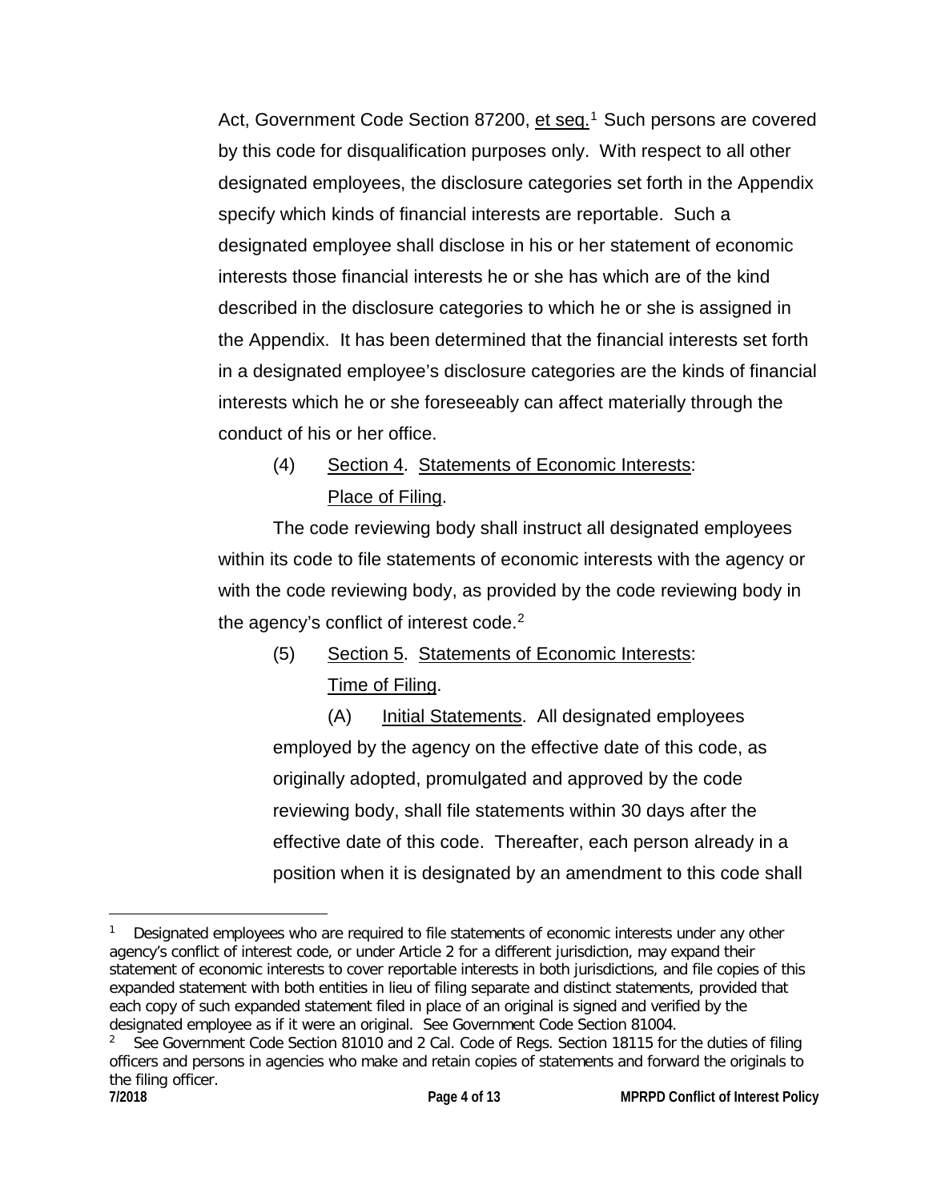Act, Government Code Section 87200, et seq.[1] Such persons are covered by this code for disqualification purposes only. With respect to all other designated employees, the disclosure categories set forth in the Appendix specify which kinds of financial interests are reportable. Such a designated employee shall disclose in his or her statement of economic interests those financial interests he or she has which are of the kind described in the disclosure categories to which he or she is assigned in the Appendix. It has been determined that the financial interests set forth in a designated employee's disclosure categories are the kinds of financial interests which he or she foreseeably can affect materially through the conduct of his or her office.

(4) Section 4. Statements of Economic Interests: Place of Filing.

The code reviewing body shall instruct all designated employees within its code to file statements of economic interests with the agency or with the code reviewing body, as provided by the code reviewing body in the agency's conflict of interest code.[2]

(5) Section 5. Statements of Economic Interests: Time of Filing.

(A) Initial Statements. All designated employees employed by the agency on the effective date of this code, as originally adopted, promulgated and approved by the code reviewing body, shall file statements within 30 days after the effective date of this code. Thereafter, each person already in a position when it is designated by an amendment to this code shall

---

[1] Designated employees who are required to file statements of economic interests under any other agency's conflict of interest code, or under Article 2 for a different jurisdiction, may expand their statement of economic interests to cover reportable interests in both jurisdictions, and file copies of this expanded statement with both entities in lieu of filing separate and distinct statements, provided that each copy of such expanded statement filed in place of an original is signed and verified by the designated employee as if it were an original. See Government Code Section 81004.

[2] See Government Code Section 81010 and 2 Cal. Code of Regs. Section 18115 for the duties of filing officers and persons in agencies who make and retain copies of statements and forward the originals to the filing officer.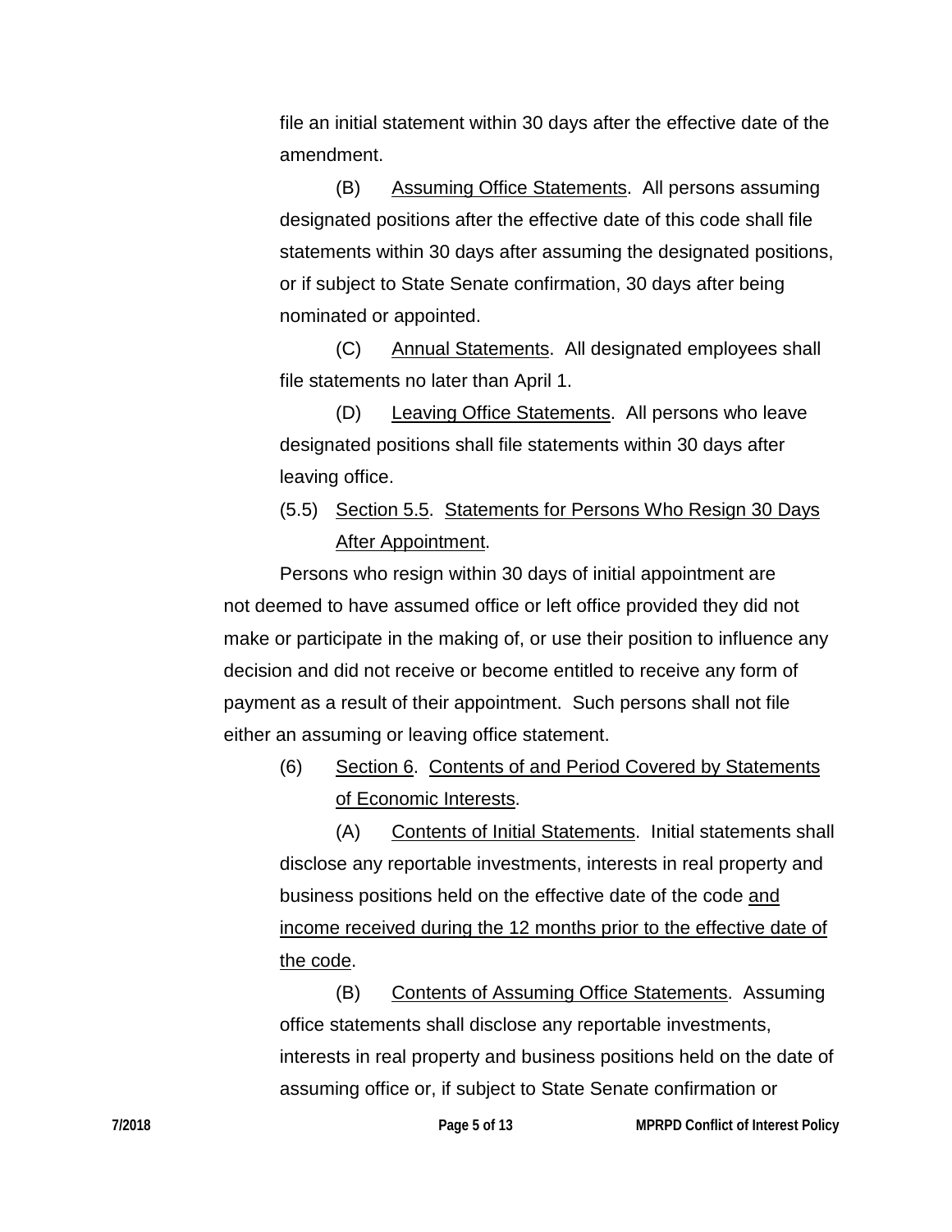file an initial statement within 30 days after the effective date of the amendment.

(B) Assuming Office Statements. All persons assuming designated positions after the effective date of this code shall file statements within 30 days after assuming the designated positions, or if subject to State Senate confirmation, 30 days after being nominated or appointed.

(C) Annual Statements. All designated employees shall file statements no later than April 1.

(D) Leaving Office Statements. All persons who leave designated positions shall file statements within 30 days after leaving office.

(5.5) Section 5.5. Statements for Persons Who Resign 30 Days After Appointment.

Persons who resign within 30 days of initial appointment are not deemed to have assumed office or left office provided they did not make or participate in the making of, or use their position to influence any decision and did not receive or become entitled to receive any form of payment as a result of their appointment. Such persons shall not file either an assuming or leaving office statement.

(6) Section 6. Contents of and Period Covered by Statements of Economic Interests.

(A) Contents of Initial Statements. Initial statements shall disclose any reportable investments, interests in real property and business positions held on the effective date of the code and income received during the 12 months prior to the effective date of the code.

(B) Contents of Assuming Office Statements. Assuming office statements shall disclose any reportable investments, interests in real property and business positions held on the date of assuming office or, if subject to State Senate confirmation or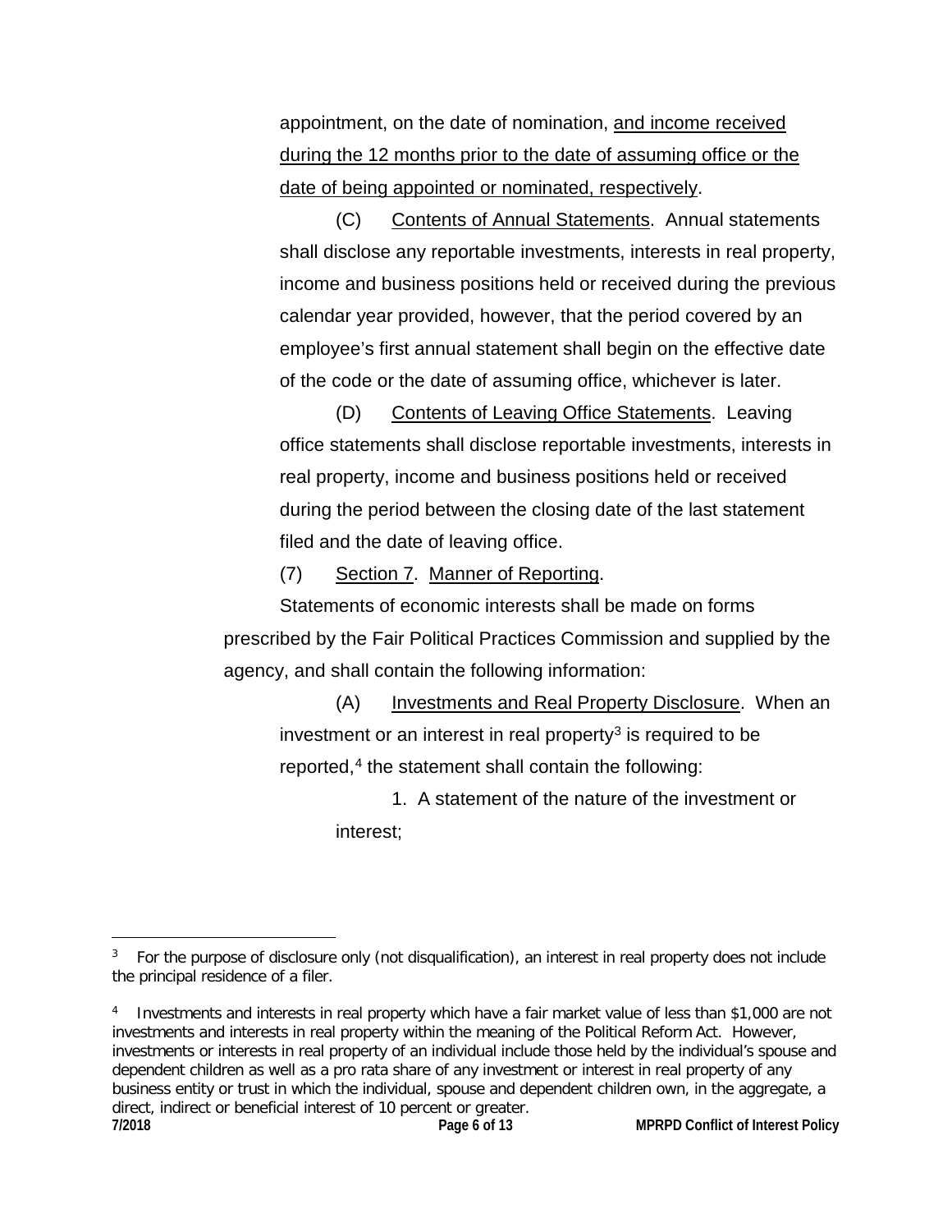appointment, on the date of nomination, <u>and income received during the 12 months prior to the date of assuming office or the date of being appointed or nominated, respectively</u>.

(C) <u>Contents of Annual Statements</u>. Annual statements shall disclose any reportable investments, interests in real property, income and business positions held or received during the previous calendar year provided, however, that the period covered by an employee's first annual statement shall begin on the effective date of the code or the date of assuming office, whichever is later.

(D) <u>Contents of Leaving Office Statements</u>. Leaving office statements shall disclose reportable investments, interests in real property, income and business positions held or received during the period between the closing date of the last statement filed and the date of leaving office.

(7) <u>Section 7</u>. <u>Manner of Reporting</u>.

Statements of economic interests shall be made on forms prescribed by the Fair Political Practices Commission and supplied by the agency, and shall contain the following information:

(A) <u>Investments and Real Property Disclosure</u>. When an investment or an interest in real property[3] is required to be reported,[4] the statement shall contain the following:

1. A statement of the nature of the investment or interest;

---

[3] For the purpose of disclosure only (not disqualification), an interest in real property does not include the principal residence of a filer.

[4] Investments and interests in real property which have a fair market value of less than $1,000 are not investments and interests in real property within the meaning of the Political Reform Act. However, investments or interests in real property of an individual include those held by the individual's spouse and dependent children as well as a pro rata share of any investment or interest in real property of any business entity or trust in which the individual, spouse and dependent children own, in the aggregate, a direct, indirect or beneficial interest of 10 percent or greater.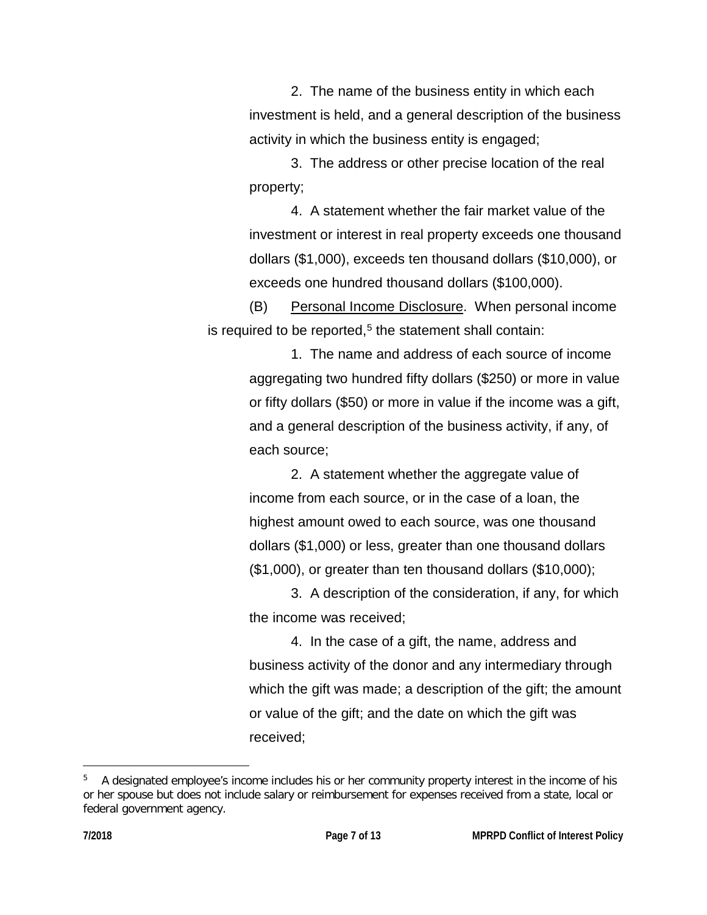2. The name of the business entity in which each investment is held, and a general description of the business activity in which the business entity is engaged;

3. The address or other precise location of the real property;

4. A statement whether the fair market value of the investment or interest in real property exceeds one thousand dollars ($1,000), exceeds ten thousand dollars ($10,000), or exceeds one hundred thousand dollars ($100,000).

(B) Personal Income Disclosure. When personal income is required to be reported,[5] the statement shall contain:

1. The name and address of each source of income aggregating two hundred fifty dollars ($250) or more in value or fifty dollars ($50) or more in value if the income was a gift, and a general description of the business activity, if any, of each source;

2. A statement whether the aggregate value of income from each source, or in the case of a loan, the highest amount owed to each source, was one thousand dollars ($1,000) or less, greater than one thousand dollars ($1,000), or greater than ten thousand dollars ($10,000);

3. A description of the consideration, if any, for which the income was received;

4. In the case of a gift, the name, address and business activity of the donor and any intermediary through which the gift was made; a description of the gift; the amount or value of the gift; and the date on which the gift was received;

---

[5] A designated employee's income includes his or her community property interest in the income of his or her spouse but does not include salary or reimbursement for expenses received from a state, local or federal government agency.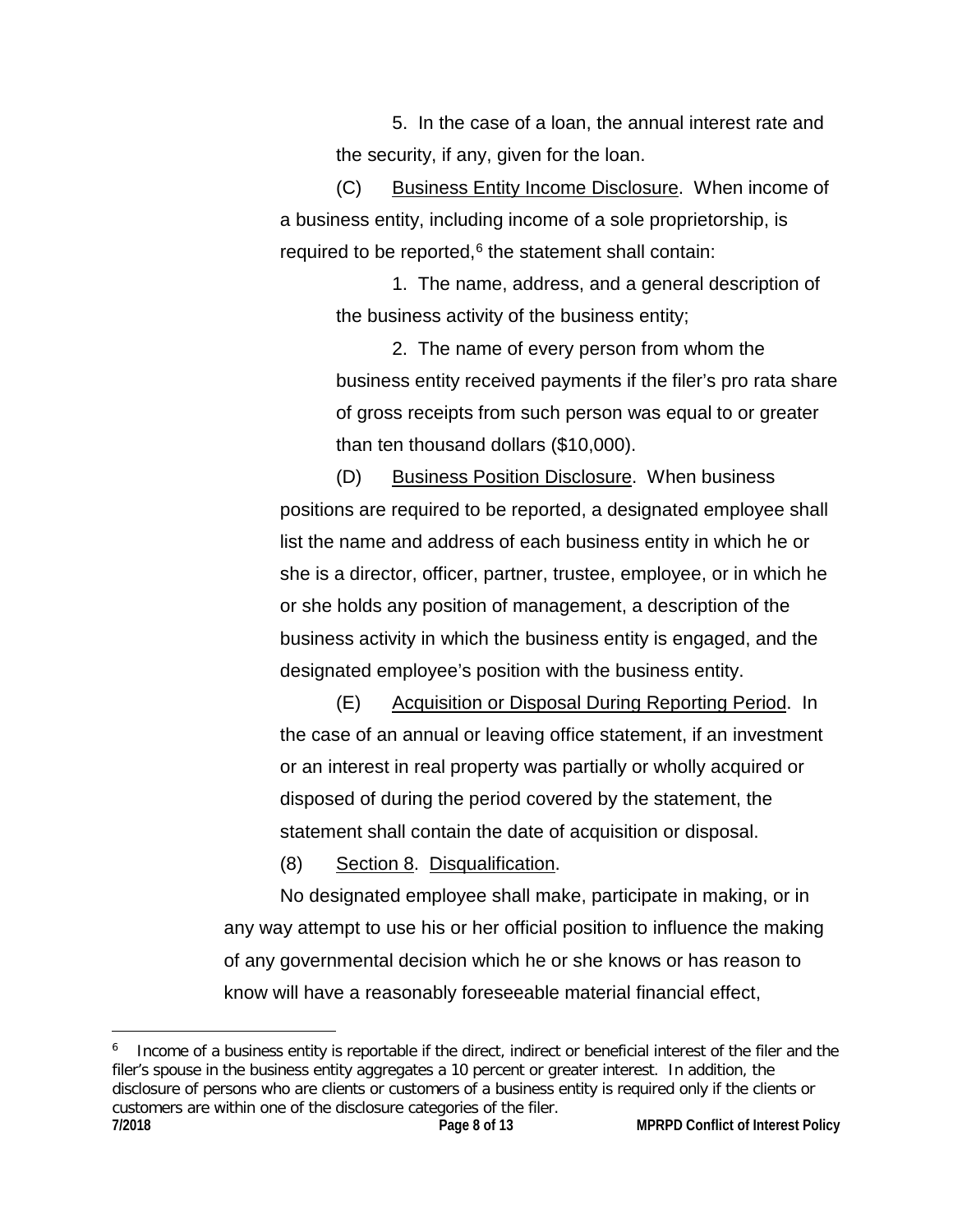5. In the case of a loan, the annual interest rate and the security, if any, given for the loan.

(C) Business Entity Income Disclosure. When income of a business entity, including income of a sole proprietorship, is required to be reported,[6] the statement shall contain:

1. The name, address, and a general description of the business activity of the business entity;

2. The name of every person from whom the business entity received payments if the filer's pro rata share of gross receipts from such person was equal to or greater than ten thousand dollars ($10,000).

(D) Business Position Disclosure. When business positions are required to be reported, a designated employee shall list the name and address of each business entity in which he or she is a director, officer, partner, trustee, employee, or in which he or she holds any position of management, a description of the business activity in which the business entity is engaged, and the designated employee's position with the business entity.

(E) Acquisition or Disposal During Reporting Period. In the case of an annual or leaving office statement, if an investment or an interest in real property was partially or wholly acquired or disposed of during the period covered by the statement, the statement shall contain the date of acquisition or disposal.

(8) Section 8. Disqualification.

No designated employee shall make, participate in making, or in any way attempt to use his or her official position to influence the making of any governmental decision which he or she knows or has reason to know will have a reasonably foreseeable material financial effect,

---

[6] Income of a business entity is reportable if the direct, indirect or beneficial interest of the filer and the filer's spouse in the business entity aggregates a 10 percent or greater interest. In addition, the disclosure of persons who are clients or customers of a business entity is required only if the clients or customers are within one of the disclosure categories of the filer.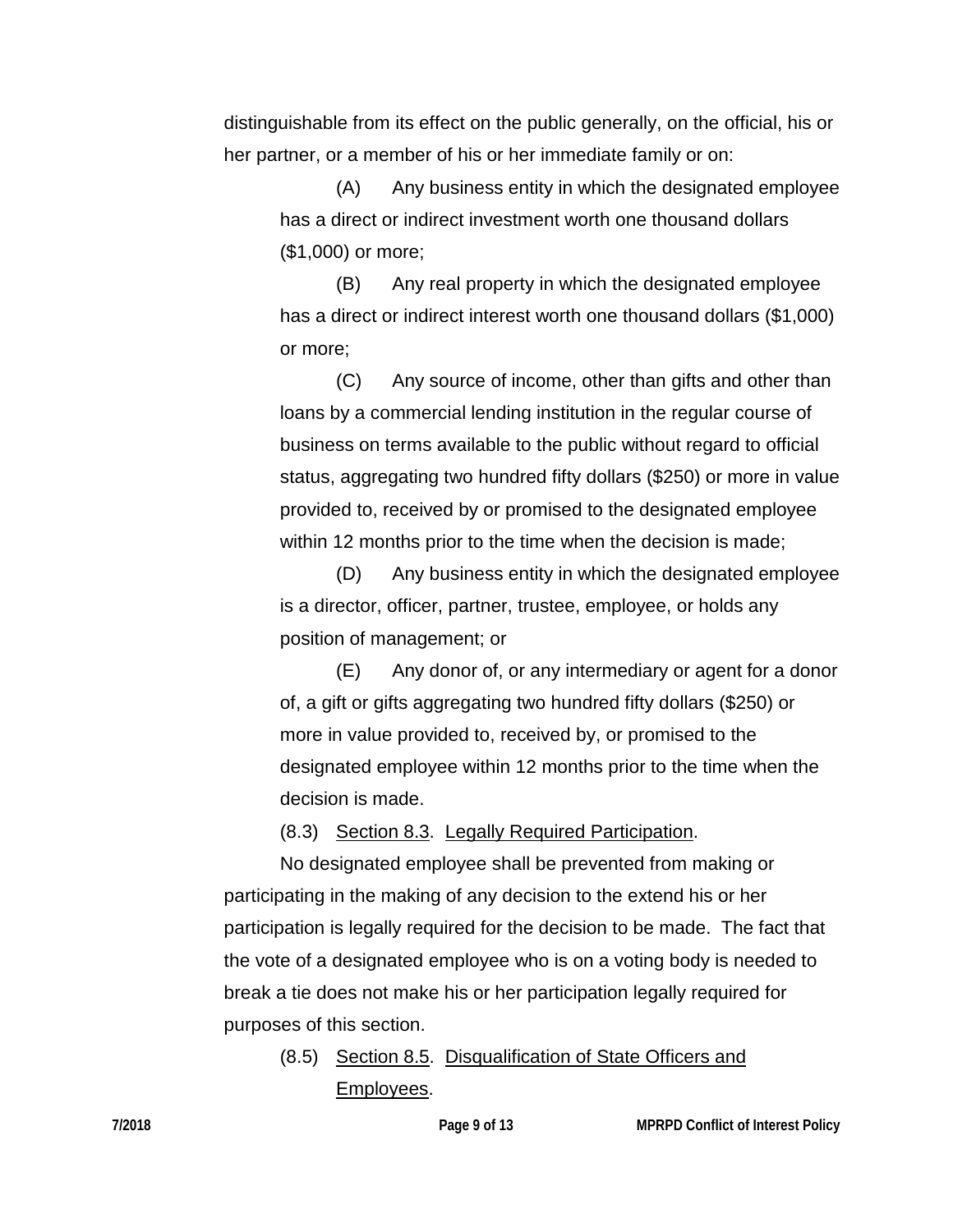distinguishable from its effect on the public generally, on the official, his or her partner, or a member of his or her immediate family or on:

(A) Any business entity in which the designated employee has a direct or indirect investment worth one thousand dollars ($1,000) or more;

(B) Any real property in which the designated employee has a direct or indirect interest worth one thousand dollars ($1,000) or more;

(C) Any source of income, other than gifts and other than loans by a commercial lending institution in the regular course of business on terms available to the public without regard to official status, aggregating two hundred fifty dollars ($250) or more in value provided to, received by or promised to the designated employee within 12 months prior to the time when the decision is made;

(D) Any business entity in which the designated employee is a director, officer, partner, trustee, employee, or holds any position of management; or

(E) Any donor of, or any intermediary or agent for a donor of, a gift or gifts aggregating two hundred fifty dollars ($250) or more in value provided to, received by, or promised to the designated employee within 12 months prior to the time when the decision is made.

(8.3) Section 8.3. Legally Required Participation.

No designated employee shall be prevented from making or participating in the making of any decision to the extend his or her participation is legally required for the decision to be made. The fact that the vote of a designated employee who is on a voting body is needed to break a tie does not make his or her participation legally required for purposes of this section.

(8.5) Section 8.5. Disqualification of State Officers and Employees.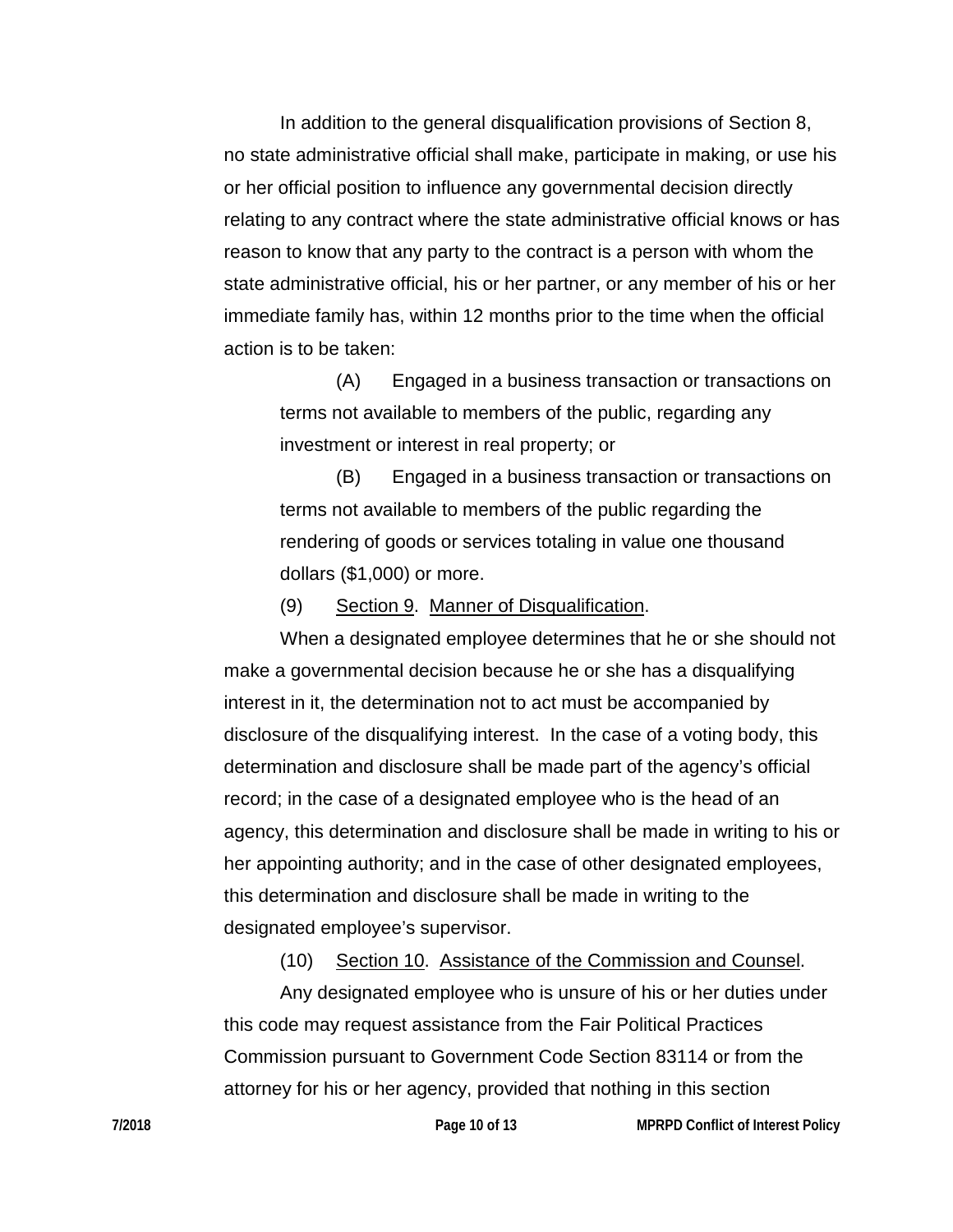In addition to the general disqualification provisions of Section 8, no state administrative official shall make, participate in making, or use his or her official position to influence any governmental decision directly relating to any contract where the state administrative official knows or has reason to know that any party to the contract is a person with whom the state administrative official, his or her partner, or any member of his or her immediate family has, within 12 months prior to the time when the official action is to be taken:

> (A) Engaged in a business transaction or transactions on terms not available to members of the public, regarding any investment or interest in real property; or
>
> (B) Engaged in a business transaction or transactions on terms not available to members of the public regarding the rendering of goods or services totaling in value one thousand dollars ($1,000) or more.

(9) Section 9. Manner of Disqualification.

When a designated employee determines that he or she should not make a governmental decision because he or she has a disqualifying interest in it, the determination not to act must be accompanied by disclosure of the disqualifying interest. In the case of a voting body, this determination and disclosure shall be made part of the agency's official record; in the case of a designated employee who is the head of an agency, this determination and disclosure shall be made in writing to his or her appointing authority; and in the case of other designated employees, this determination and disclosure shall be made in writing to the designated employee's supervisor.

(10) Section 10. Assistance of the Commission and Counsel.

Any designated employee who is unsure of his or her duties under this code may request assistance from the Fair Political Practices Commission pursuant to Government Code Section 83114 or from the attorney for his or her agency, provided that nothing in this section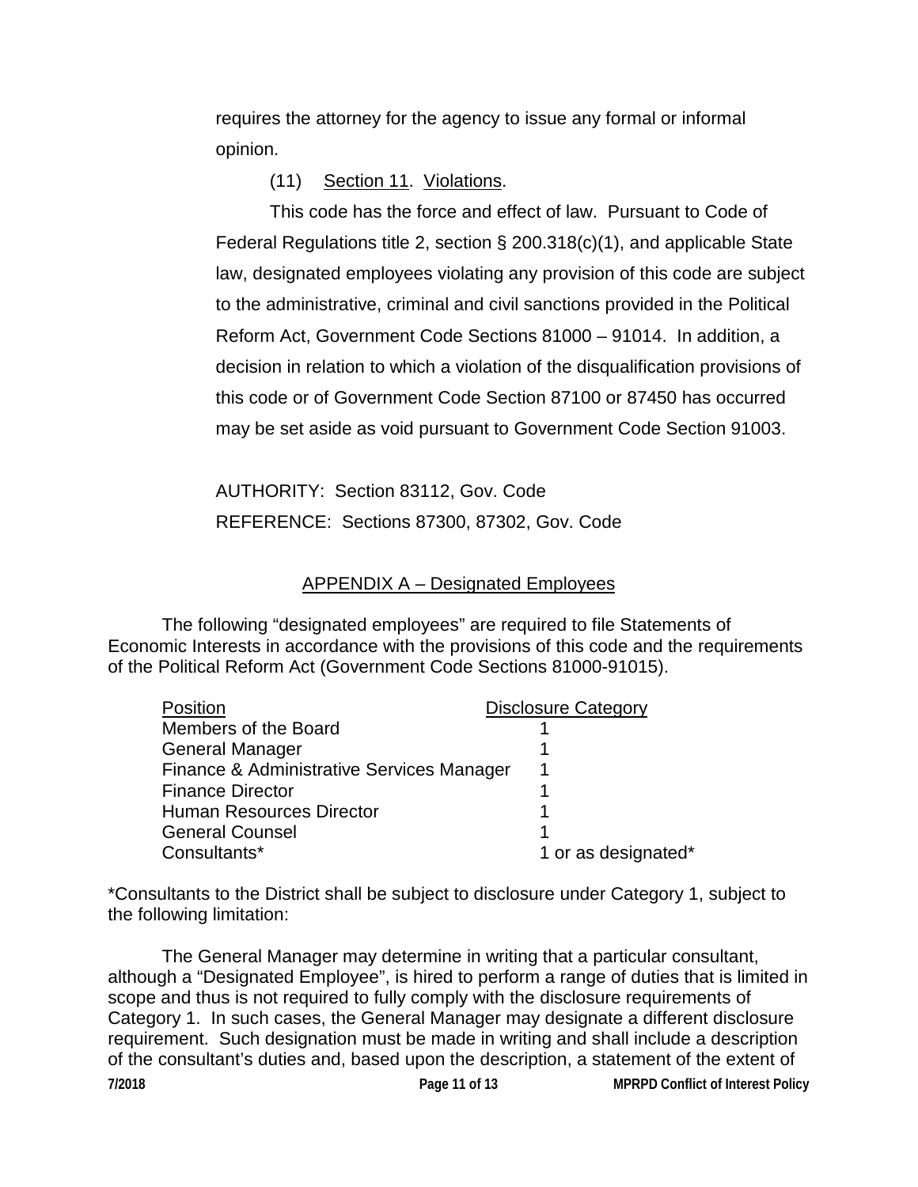requires the attorney for the agency to issue any formal or informal opinion.

(11) Section 11. Violations.

This code has the force and effect of law. Pursuant to Code of Federal Regulations title 2, section § 200.318(c)(1), and applicable State law, designated employees violating any provision of this code are subject to the administrative, criminal and civil sanctions provided in the Political Reform Act, Government Code Sections 81000 – 91014. In addition, a decision in relation to which a violation of the disqualification provisions of this code or of Government Code Section 87100 or 87450 has occurred may be set aside as void pursuant to Government Code Section 91003.

AUTHORITY: Section 83112, Gov. Code
REFERENCE: Sections 87300, 87302, Gov. Code

## APPENDIX A – Designated Employees

The following "designated employees" are required to file Statements of Economic Interests in accordance with the provisions of this code and the requirements of the Political Reform Act (Government Code Sections 81000-91015).

| Position | Disclosure Category |
|---|---|
| Members of the Board | 1 |
| General Manager | 1 |
| Finance & Administrative Services Manager | 1 |
| Finance Director | 1 |
| Human Resources Director | 1 |
| General Counsel | 1 |
| Consultants* | 1 or as designated* |

*Consultants to the District shall be subject to disclosure under Category 1, subject to the following limitation:

The General Manager may determine in writing that a particular consultant, although a "Designated Employee", is hired to perform a range of duties that is limited in scope and thus is not required to fully comply with the disclosure requirements of Category 1. In such cases, the General Manager may designate a different disclosure requirement. Such designation must be made in writing and shall include a description of the consultant's duties and, based upon the description, a statement of the extent of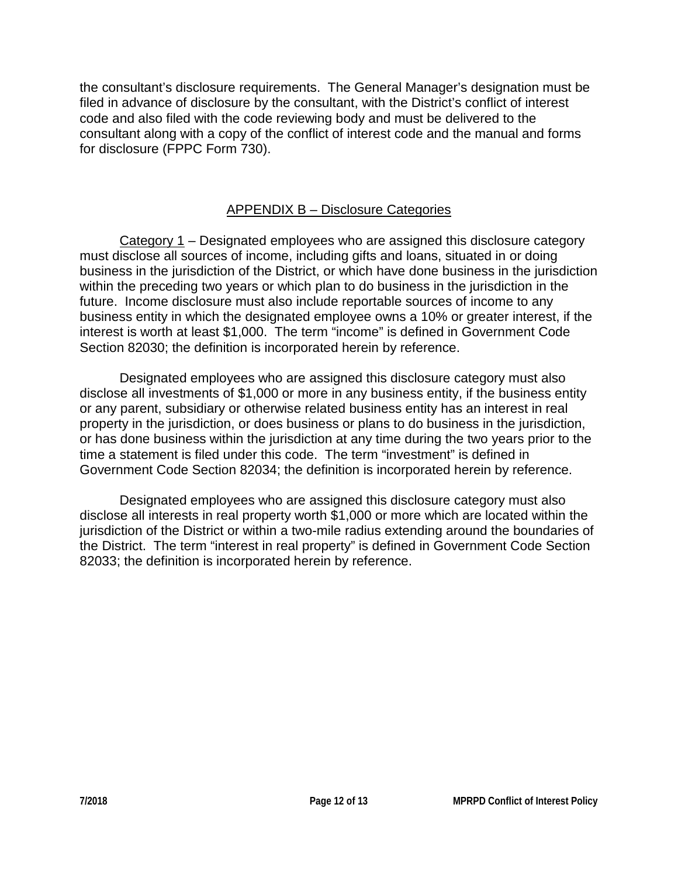the consultant's disclosure requirements. The General Manager's designation must be filed in advance of disclosure by the consultant, with the District's conflict of interest code and also filed with the code reviewing body and must be delivered to the consultant along with a copy of the conflict of interest code and the manual and forms for disclosure (FPPC Form 730).

## APPENDIX B – Disclosure Categories

Category 1 – Designated employees who are assigned this disclosure category must disclose all sources of income, including gifts and loans, situated in or doing business in the jurisdiction of the District, or which have done business in the jurisdiction within the preceding two years or which plan to do business in the jurisdiction in the future. Income disclosure must also include reportable sources of income to any business entity in which the designated employee owns a 10% or greater interest, if the interest is worth at least $1,000. The term "income" is defined in Government Code Section 82030; the definition is incorporated herein by reference.

Designated employees who are assigned this disclosure category must also disclose all investments of $1,000 or more in any business entity, if the business entity or any parent, subsidiary or otherwise related business entity has an interest in real property in the jurisdiction, or does business or plans to do business in the jurisdiction, or has done business within the jurisdiction at any time during the two years prior to the time a statement is filed under this code. The term "investment" is defined in Government Code Section 82034; the definition is incorporated herein by reference.

Designated employees who are assigned this disclosure category must also disclose all interests in real property worth $1,000 or more which are located within the jurisdiction of the District or within a two-mile radius extending around the boundaries of the District. The term "interest in real property" is defined in Government Code Section 82033; the definition is incorporated herein by reference.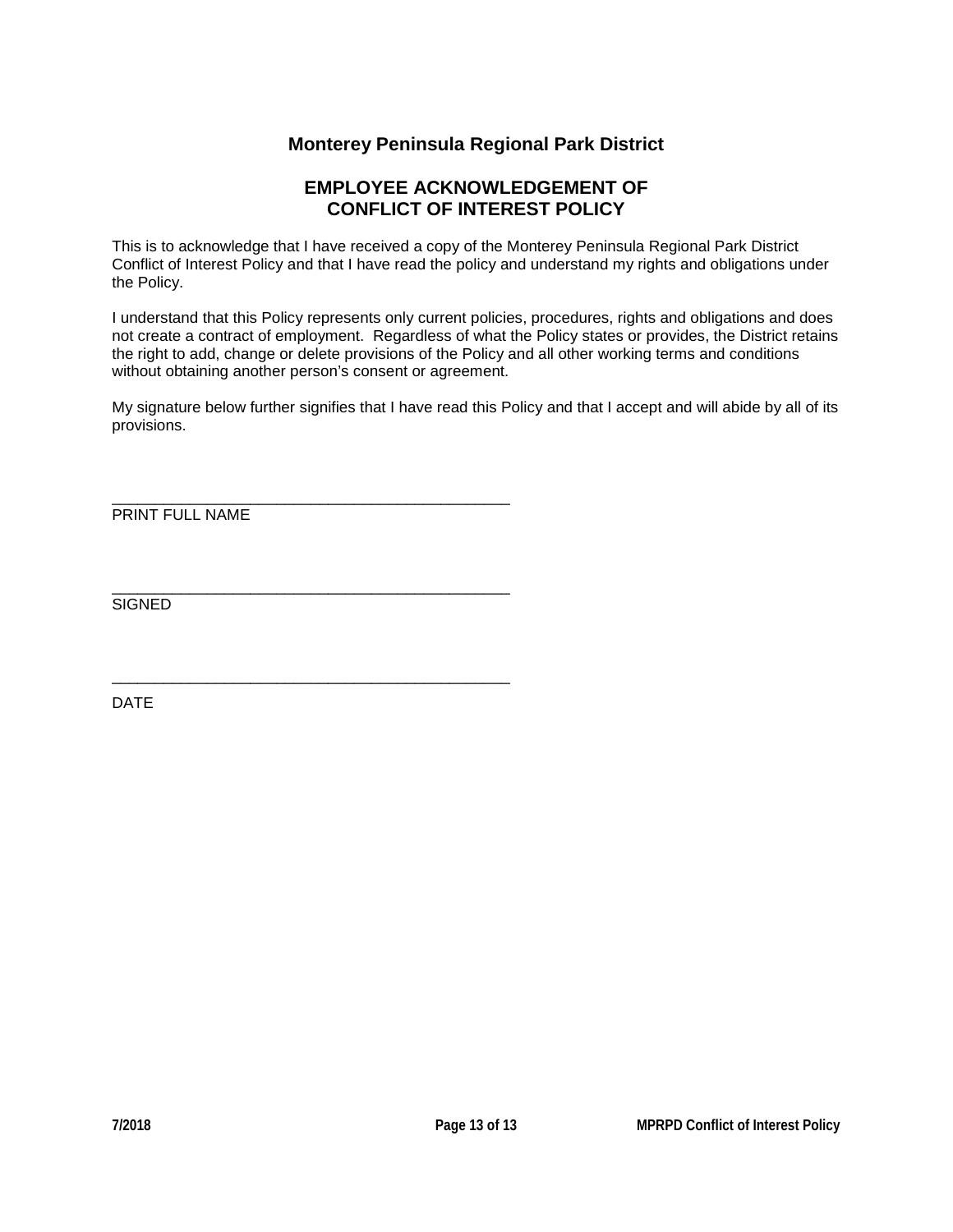## Monterey Peninsula Regional Park District

## EMPLOYEE ACKNOWLEDGEMENT OF CONFLICT OF INTEREST POLICY

This is to acknowledge that I have received a copy of the Monterey Peninsula Regional Park District Conflict of Interest Policy and that I have read the policy and understand my rights and obligations under the Policy.

I understand that this Policy represents only current policies, procedures, rights and obligations and does not create a contract of employment. Regardless of what the Policy states or provides, the District retains the right to add, change or delete provisions of the Policy and all other working terms and conditions without obtaining another person's consent or agreement.

My signature below further signifies that I have read this Policy and that I accept and will abide by all of its provisions.

\_\_\_\_\_\_\_\_\_\_\_\_\_\_\_\_\_\_\_\_\_\_\_\_\_\_\_\_\_\_\_\_\_\_\_\_\_\_\_\_\_\_\_\_

PRINT FULL NAME

\_\_\_\_\_\_\_\_\_\_\_\_\_\_\_\_\_\_\_\_\_\_\_\_\_\_\_\_\_\_\_\_\_\_\_\_\_\_\_\_\_\_\_\_

SIGNED

\_\_\_\_\_\_\_\_\_\_\_\_\_\_\_\_\_\_\_\_\_\_\_\_\_\_\_\_\_\_\_\_\_\_\_\_\_\_\_\_\_\_\_\_

DATE